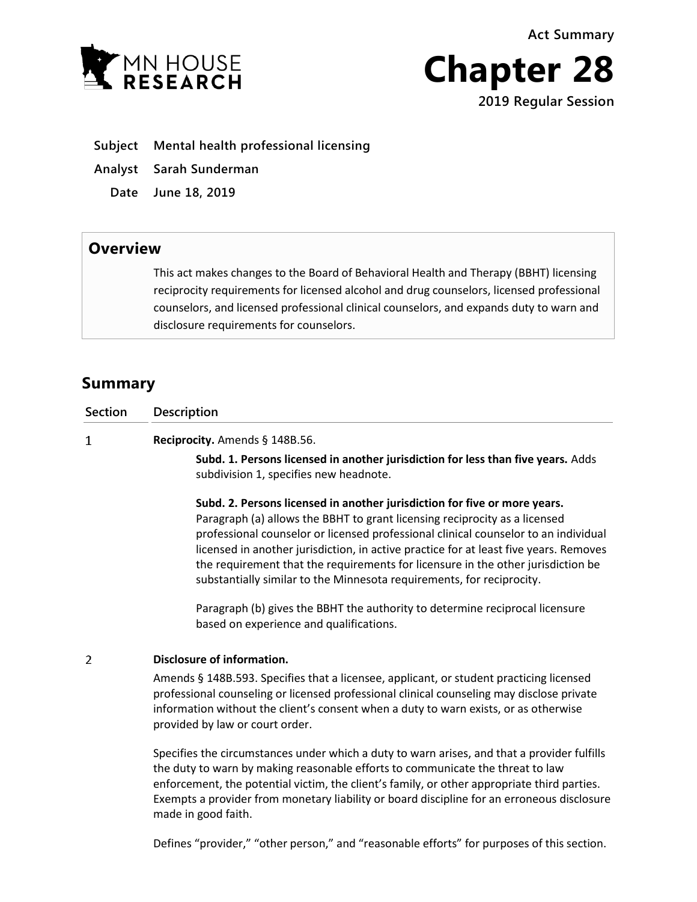Act Summary

# Chapter 28

**2019 Regular Session**

**Subject** Mental health professional licensing

**Analyst** Sarah Sunderman

**Date** June 18, 2019

## Overview

This act makes changes to the Board of Behavioral Health and Therapy (BBHT) licensing reciprocity requirements for licensed alcohol and drug counselors, licensed professional counselors, and licensed professional clinical counselors, and expands duty to warn and disclosure requirements for counselors.

## Summary

| Section | Description |
|---|---|
| 1 | **Reciprocity.** Amends § 148B.56.<br><br>**Subd. 1. Persons licensed in another jurisdiction for less than five years.** Adds subdivision 1, specifies new headnote.<br><br>**Subd. 2. Persons licensed in another jurisdiction for five or more years.** Paragraph (a) allows the BBHT to grant licensing reciprocity as a licensed professional counselor or licensed professional clinical counselor to an individual licensed in another jurisdiction, in active practice for at least five years. Removes the requirement that the requirements for licensure in the other jurisdiction be substantially similar to the Minnesota requirements, for reciprocity.<br><br>Paragraph (b) gives the BBHT the authority to determine reciprocal licensure based on experience and qualifications. |
| 2 | **Disclosure of information.**<br><br>Amends § 148B.593. Specifies that a licensee, applicant, or student practicing licensed professional counseling or licensed professional clinical counseling may disclose private information without the client's consent when a duty to warn exists, or as otherwise provided by law or court order.<br><br>Specifies the circumstances under which a duty to warn arises, and that a provider fulfills the duty to warn by making reasonable efforts to communicate the threat to law enforcement, the potential victim, the client's family, or other appropriate third parties. Exempts a provider from monetary liability or board discipline for an erroneous disclosure made in good faith.<br><br>Defines "provider," "other person," and "reasonable efforts" for purposes of this section. |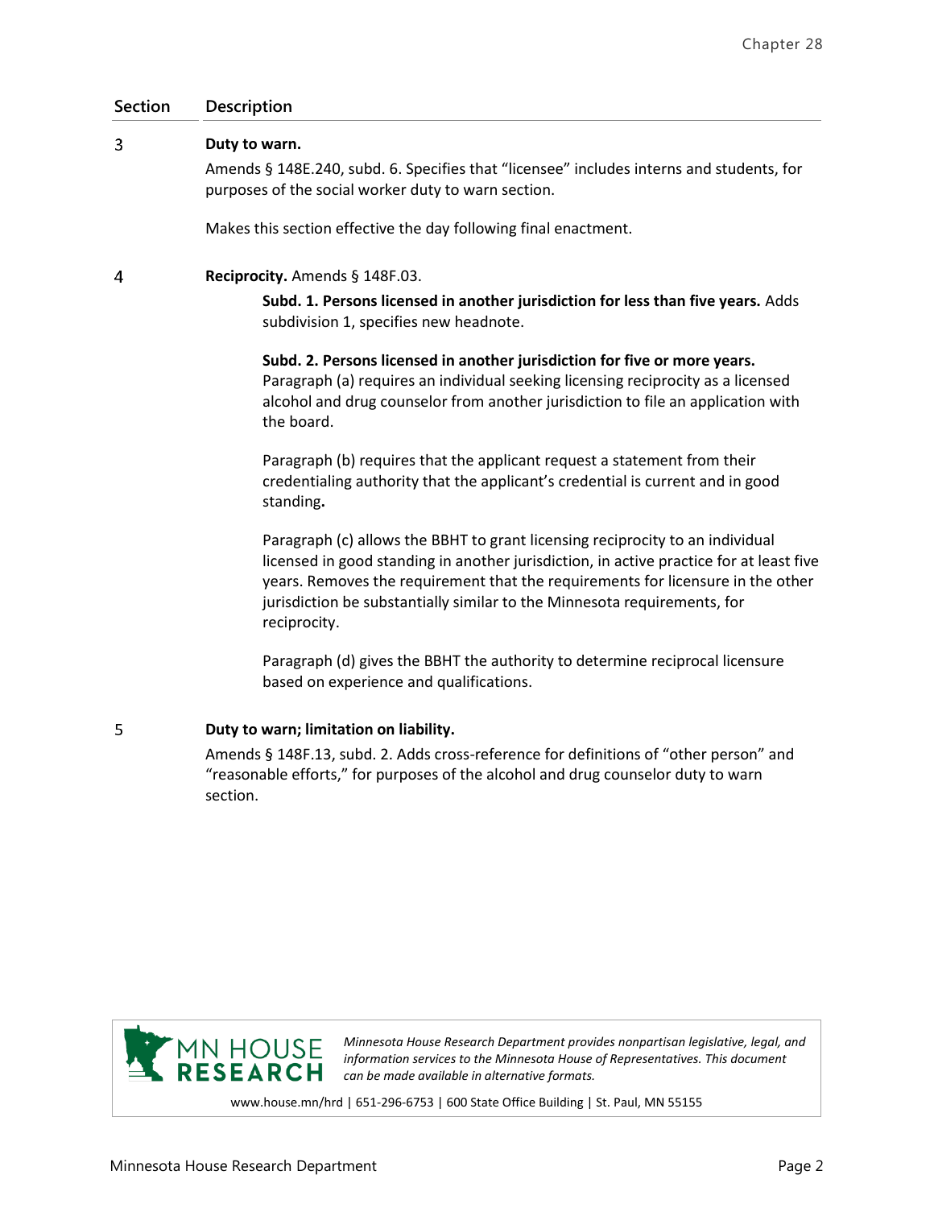| Section | Description |
| --- | --- |
| 3 | **Duty to warn.**<br>Amends § 148E.240, subd. 6. Specifies that "licensee" includes interns and students, for purposes of the social worker duty to warn section.<br><br>Makes this section effective the day following final enactment. |
| 4 | **Reciprocity.** Amends § 148F.03.<br><br>**Subd. 1. Persons licensed in another jurisdiction for less than five years.** Adds subdivision 1, specifies new headnote.<br><br>**Subd. 2. Persons licensed in another jurisdiction for five or more years.** Paragraph (a) requires an individual seeking licensing reciprocity as a licensed alcohol and drug counselor from another jurisdiction to file an application with the board.<br><br>Paragraph (b) requires that the applicant request a statement from their credentialing authority that the applicant's credential is current and in good standing.<br><br>Paragraph (c) allows the BBHT to grant licensing reciprocity to an individual licensed in good standing in another jurisdiction, in active practice for at least five years. Removes the requirement that the requirements for licensure in the other jurisdiction be substantially similar to the Minnesota requirements, for reciprocity.<br><br>Paragraph (d) gives the BBHT the authority to determine reciprocal licensure based on experience and qualifications. |
| 5 | **Duty to warn; limitation on liability.**<br>Amends § 148F.13, subd. 2. Adds cross-reference for definitions of "other person" and "reasonable efforts," for purposes of the alcohol and drug counselor duty to warn section. |

MN HOUSE RESEARCH

*Minnesota House Research Department provides nonpartisan legislative, legal, and information services to the Minnesota House of Representatives. This document can be made available in alternative formats.*

www.house.mn/hrd | 651-296-6753 | 600 State Office Building | St. Paul, MN 55155